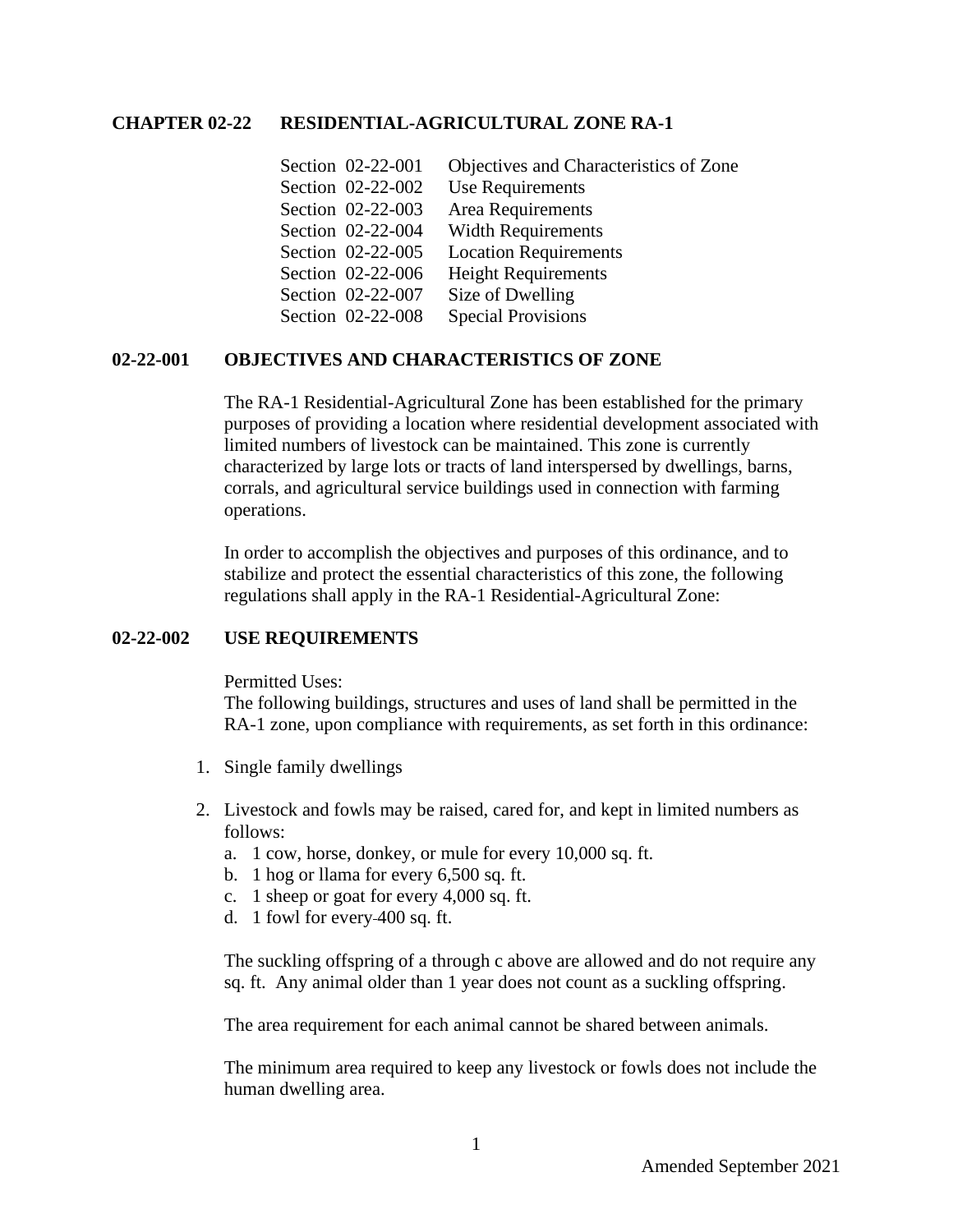# CHAPTER 02-22 RESIDENTIAL-AGRICULTURAL ZONE RA-1

| | |
|---|---|
| Section 02-22-001 | Objectives and Characteristics of Zone |
| Section 02-22-002 | Use Requirements |
| Section 02-22-003 | Area Requirements |
| Section 02-22-004 | Width Requirements |
| Section 02-22-005 | Location Requirements |
| Section 02-22-006 | Height Requirements |
| Section 02-22-007 | Size of Dwelling |
| Section 02-22-008 | Special Provisions |

## 02-22-001 OBJECTIVES AND CHARACTERISTICS OF ZONE

The RA-1 Residential-Agricultural Zone has been established for the primary purposes of providing a location where residential development associated with limited numbers of livestock can be maintained. This zone is currently characterized by large lots or tracts of land interspersed by dwellings, barns, corrals, and agricultural service buildings used in connection with farming operations.

In order to accomplish the objectives and purposes of this ordinance, and to stabilize and protect the essential characteristics of this zone, the following regulations shall apply in the RA-1 Residential-Agricultural Zone:

## 02-22-002 USE REQUIREMENTS

Permitted Uses:
The following buildings, structures and uses of land shall be permitted in the RA-1 zone, upon compliance with requirements, as set forth in this ordinance:

1. Single family dwellings

2. Livestock and fowls may be raised, cared for, and kept in limited numbers as follows:
   a. 1 cow, horse, donkey, or mule for every 10,000 sq. ft.
   b. 1 hog or llama for every 6,500 sq. ft.
   c. 1 sheep or goat for every 4,000 sq. ft.
   d. 1 fowl for every 400 sq. ft.

   The suckling offspring of a through c above are allowed and do not require any sq. ft. Any animal older than 1 year does not count as a suckling offspring.

   The area requirement for each animal cannot be shared between animals.

   The minimum area required to keep any livestock or fowls does not include the human dwelling area.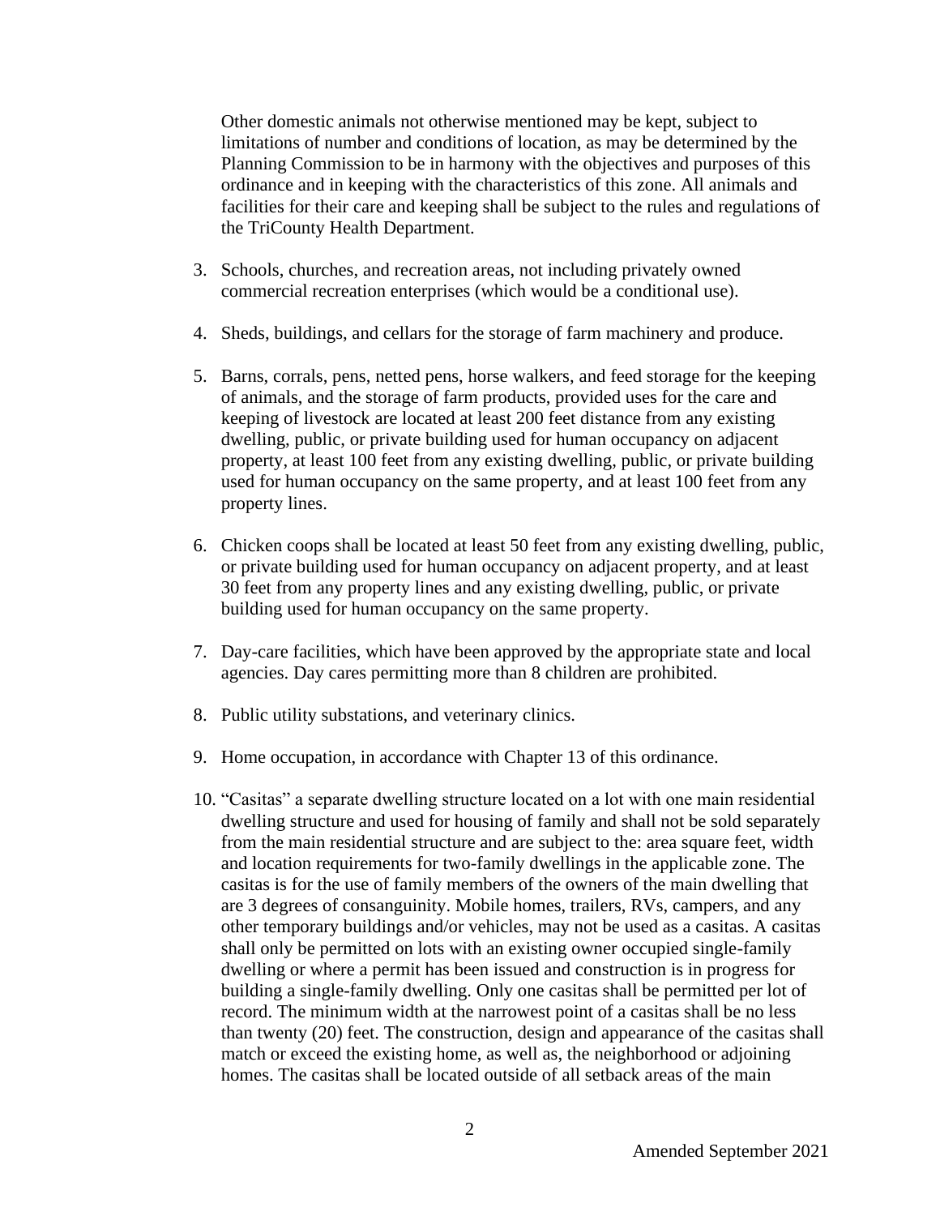Other domestic animals not otherwise mentioned may be kept, subject to limitations of number and conditions of location, as may be determined by the Planning Commission to be in harmony with the objectives and purposes of this ordinance and in keeping with the characteristics of this zone. All animals and facilities for their care and keeping shall be subject to the rules and regulations of the TriCounty Health Department.

3. Schools, churches, and recreation areas, not including privately owned commercial recreation enterprises (which would be a conditional use).

4. Sheds, buildings, and cellars for the storage of farm machinery and produce.

5. Barns, corrals, pens, netted pens, horse walkers, and feed storage for the keeping of animals, and the storage of farm products, provided uses for the care and keeping of livestock are located at least 200 feet distance from any existing dwelling, public, or private building used for human occupancy on adjacent property, at least 100 feet from any existing dwelling, public, or private building used for human occupancy on the same property, and at least 100 feet from any property lines.

6. Chicken coops shall be located at least 50 feet from any existing dwelling, public, or private building used for human occupancy on adjacent property, and at least 30 feet from any property lines and any existing dwelling, public, or private building used for human occupancy on the same property.

7. Day-care facilities, which have been approved by the appropriate state and local agencies. Day cares permitting more than 8 children are prohibited.

8. Public utility substations, and veterinary clinics.

9. Home occupation, in accordance with Chapter 13 of this ordinance.

10. "Casitas" a separate dwelling structure located on a lot with one main residential dwelling structure and used for housing of family and shall not be sold separately from the main residential structure and are subject to the: area square feet, width and location requirements for two-family dwellings in the applicable zone. The casitas is for the use of family members of the owners of the main dwelling that are 3 degrees of consanguinity. Mobile homes, trailers, RVs, campers, and any other temporary buildings and/or vehicles, may not be used as a casitas. A casitas shall only be permitted on lots with an existing owner occupied single-family dwelling or where a permit has been issued and construction is in progress for building a single-family dwelling. Only one casitas shall be permitted per lot of record. The minimum width at the narrowest point of a casitas shall be no less than twenty (20) feet. The construction, design and appearance of the casitas shall match or exceed the existing home, as well as, the neighborhood or adjoining homes. The casitas shall be located outside of all setback areas of the main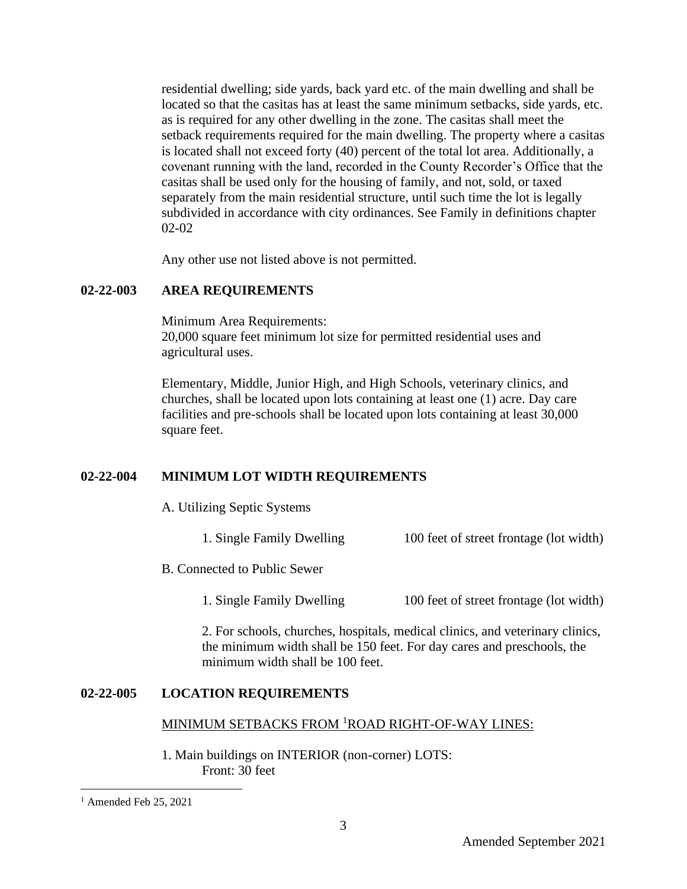residential dwelling; side yards, back yard etc. of the main dwelling and shall be located so that the casitas has at least the same minimum setbacks, side yards, etc. as is required for any other dwelling in the zone. The casitas shall meet the setback requirements required for the main dwelling. The property where a casitas is located shall not exceed forty (40) percent of the total lot area. Additionally, a covenant running with the land, recorded in the County Recorder's Office that the casitas shall be used only for the housing of family, and not, sold, or taxed separately from the main residential structure, until such time the lot is legally subdivided in accordance with city ordinances. See Family in definitions chapter 02-02

Any other use not listed above is not permitted.

**02-22-003 AREA REQUIREMENTS**

Minimum Area Requirements:
20,000 square feet minimum lot size for permitted residential uses and agricultural uses.

Elementary, Middle, Junior High, and High Schools, veterinary clinics, and churches, shall be located upon lots containing at least one (1) acre. Day care facilities and pre-schools shall be located upon lots containing at least 30,000 square feet.

**02-22-004 MINIMUM LOT WIDTH REQUIREMENTS**

A. Utilizing Septic Systems

1. Single Family Dwelling — 100 feet of street frontage (lot width)

B. Connected to Public Sewer

1. Single Family Dwelling — 100 feet of street frontage (lot width)

2. For schools, churches, hospitals, medical clinics, and veterinary clinics, the minimum width shall be 150 feet. For day cares and preschools, the minimum width shall be 100 feet.

**02-22-005 LOCATION REQUIREMENTS**

MINIMUM SETBACKS FROM [1]ROAD RIGHT-OF-WAY LINES:

1. Main buildings on INTERIOR (non-corner) LOTS:
   Front: 30 feet

[1] Amended Feb 25, 2021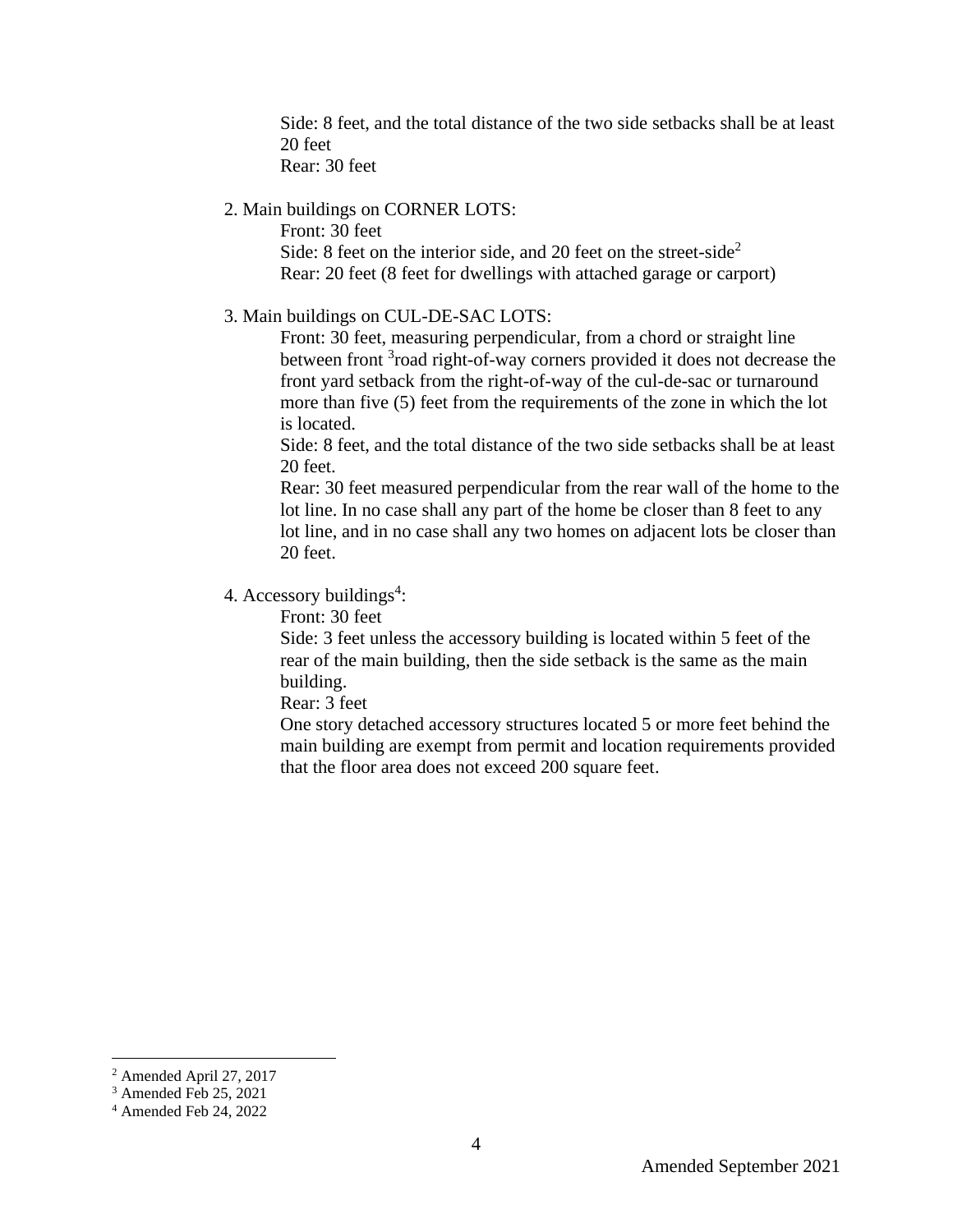Side: 8 feet, and the total distance of the two side setbacks shall be at least 20 feet
Rear: 30 feet

2. Main buildings on CORNER LOTS:
   Front: 30 feet
   Side: 8 feet on the interior side, and 20 feet on the street-side[2]
   Rear: 20 feet (8 feet for dwellings with attached garage or carport)

3. Main buildings on CUL-DE-SAC LOTS:
   Front: 30 feet, measuring perpendicular, from a chord or straight line between front [3]road right-of-way corners provided it does not decrease the front yard setback from the right-of-way of the cul-de-sac or turnaround more than five (5) feet from the requirements of the zone in which the lot is located.
   Side: 8 feet, and the total distance of the two side setbacks shall be at least 20 feet.
   Rear: 30 feet measured perpendicular from the rear wall of the home to the lot line. In no case shall any part of the home be closer than 8 feet to any lot line, and in no case shall any two homes on adjacent lots be closer than 20 feet.

4. Accessory buildings[4]:
   Front: 30 feet
   Side: 3 feet unless the accessory building is located within 5 feet of the rear of the main building, then the side setback is the same as the main building.
   Rear: 3 feet
   One story detached accessory structures located 5 or more feet behind the main building are exempt from permit and location requirements provided that the floor area does not exceed 200 square feet.

---

[2] Amended April 27, 2017
[3] Amended Feb 25, 2021
[4] Amended Feb 24, 2022

Amended September 2021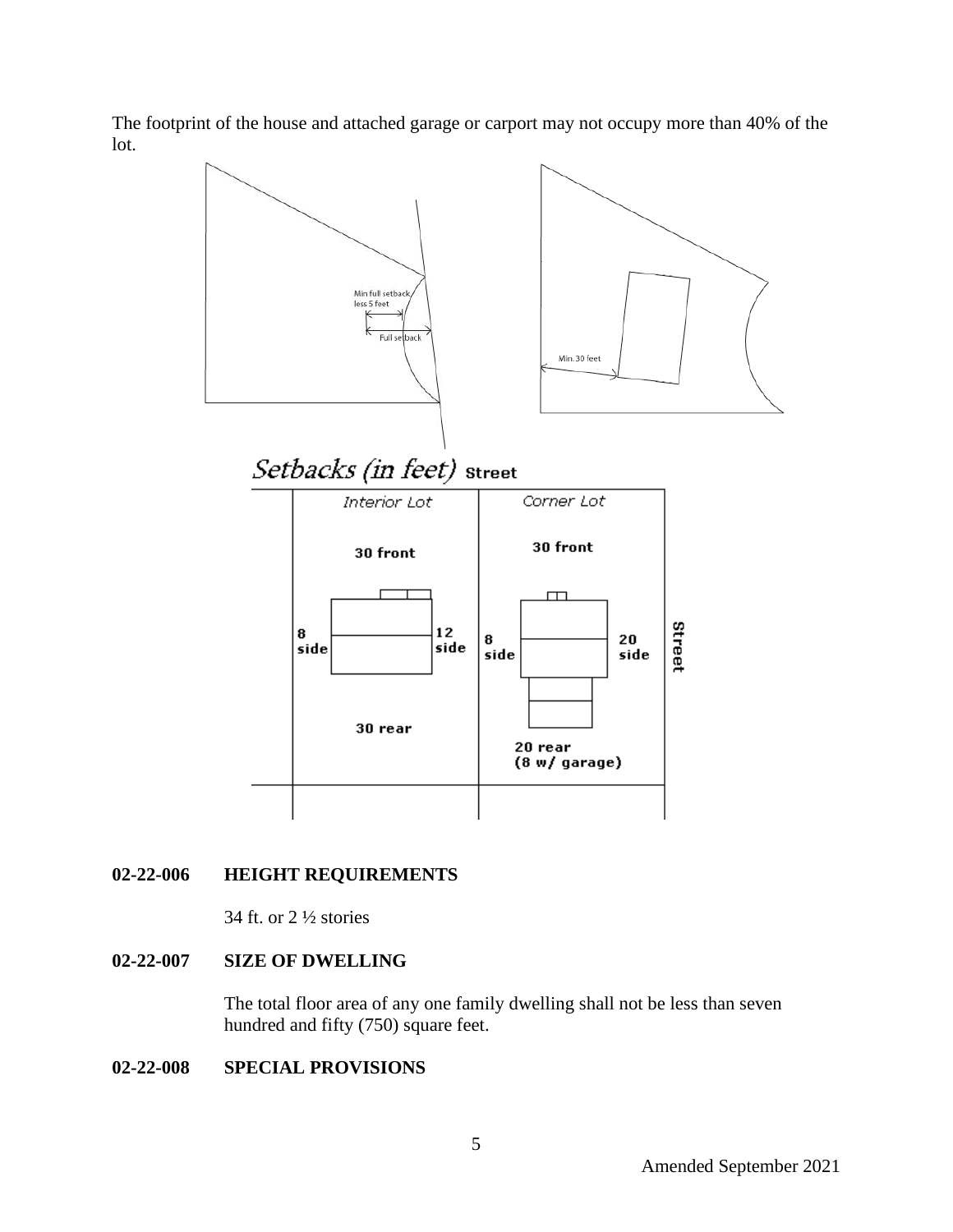The footprint of the house and attached garage or carport may not occupy more than 40% of the lot.

Min full setback less 5 feet

Full setback

Min. 30 feet

*Setbacks (in feet)* Street

| Interior Lot | Corner Lot |
| --- | --- |
| 30 front | 30 front |
| 8 side / 12 side | 8 side / 20 side |
| 30 rear | 20 rear (8 w/ garage) |

Street

## 02-22-006 HEIGHT REQUIREMENTS

34 ft. or 2 ½ stories

## 02-22-007 SIZE OF DWELLING

The total floor area of any one family dwelling shall not be less than seven hundred and fifty (750) square feet.

## 02-22-008 SPECIAL PROVISIONS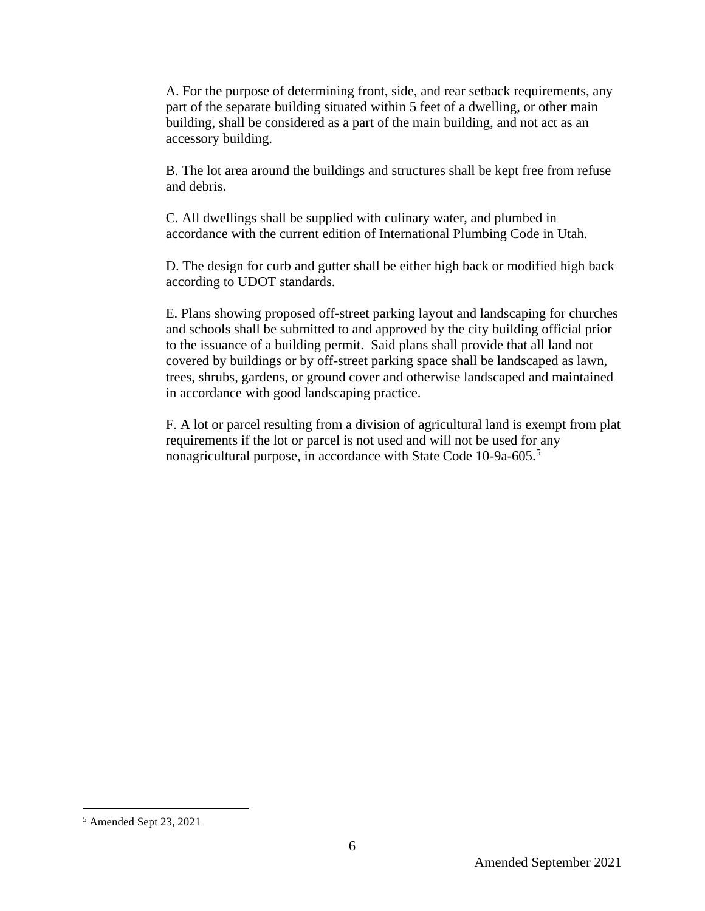A. For the purpose of determining front, side, and rear setback requirements, any part of the separate building situated within 5 feet of a dwelling, or other main building, shall be considered as a part of the main building, and not act as an accessory building.

B. The lot area around the buildings and structures shall be kept free from refuse and debris.

C. All dwellings shall be supplied with culinary water, and plumbed in accordance with the current edition of International Plumbing Code in Utah.

D. The design for curb and gutter shall be either high back or modified high back according to UDOT standards.

E. Plans showing proposed off-street parking layout and landscaping for churches and schools shall be submitted to and approved by the city building official prior to the issuance of a building permit. Said plans shall provide that all land not covered by buildings or by off-street parking space shall be landscaped as lawn, trees, shrubs, gardens, or ground cover and otherwise landscaped and maintained in accordance with good landscaping practice.

F. A lot or parcel resulting from a division of agricultural land is exempt from plat requirements if the lot or parcel is not used and will not be used for any nonagricultural purpose, in accordance with State Code 10-9a-605.[5]

---

[5] Amended Sept 23, 2021